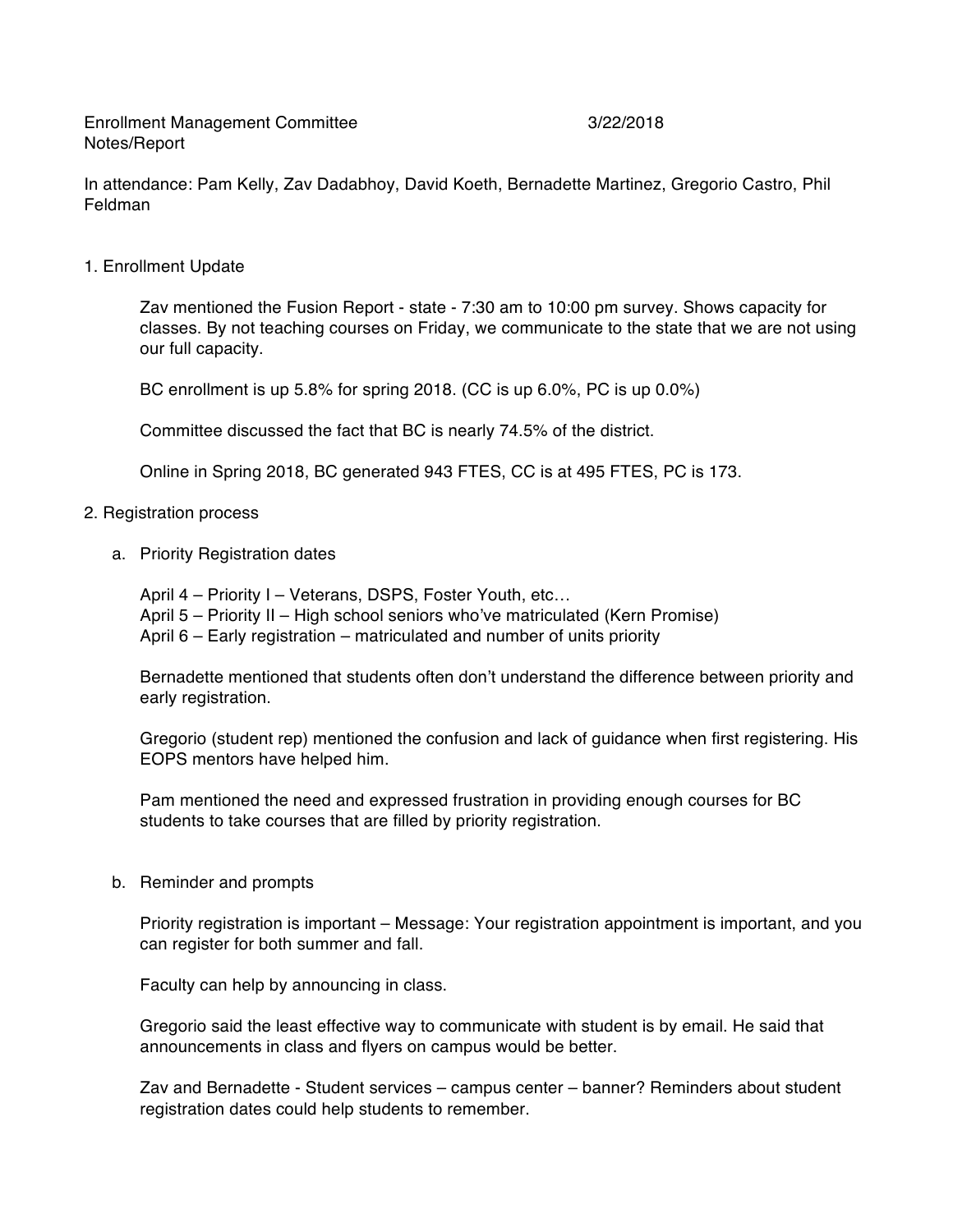Enrollment Management Committee 3/22/2018
Notes/Report

In attendance: Pam Kelly, Zav Dadabhoy, David Koeth, Bernadette Martinez, Gregorio Castro, Phil Feldman

1. Enrollment Update

   Zav mentioned the Fusion Report - state - 7:30 am to 10:00 pm survey. Shows capacity for classes. By not teaching courses on Friday, we communicate to the state that we are not using our full capacity.

   BC enrollment is up 5.8% for spring 2018. (CC is up 6.0%, PC is up 0.0%)

   Committee discussed the fact that BC is nearly 74.5% of the district.

   Online in Spring 2018, BC generated 943 FTES, CC is at 495 FTES, PC is 173.

2. Registration process

   a. Priority Registration dates

      April 4 – Priority I – Veterans, DSPS, Foster Youth, etc…
      April 5 – Priority II – High school seniors who've matriculated (Kern Promise)
      April 6 – Early registration – matriculated and number of units priority

      Bernadette mentioned that students often don't understand the difference between priority and early registration.

      Gregorio (student rep) mentioned the confusion and lack of guidance when first registering. His EOPS mentors have helped him.

      Pam mentioned the need and expressed frustration in providing enough courses for BC students to take courses that are filled by priority registration.

   b. Reminder and prompts

      Priority registration is important – Message: Your registration appointment is important, and you can register for both summer and fall.

      Faculty can help by announcing in class.

      Gregorio said the least effective way to communicate with student is by email. He said that announcements in class and flyers on campus would be better.

      Zav and Bernadette - Student services – campus center – banner? Reminders about student registration dates could help students to remember.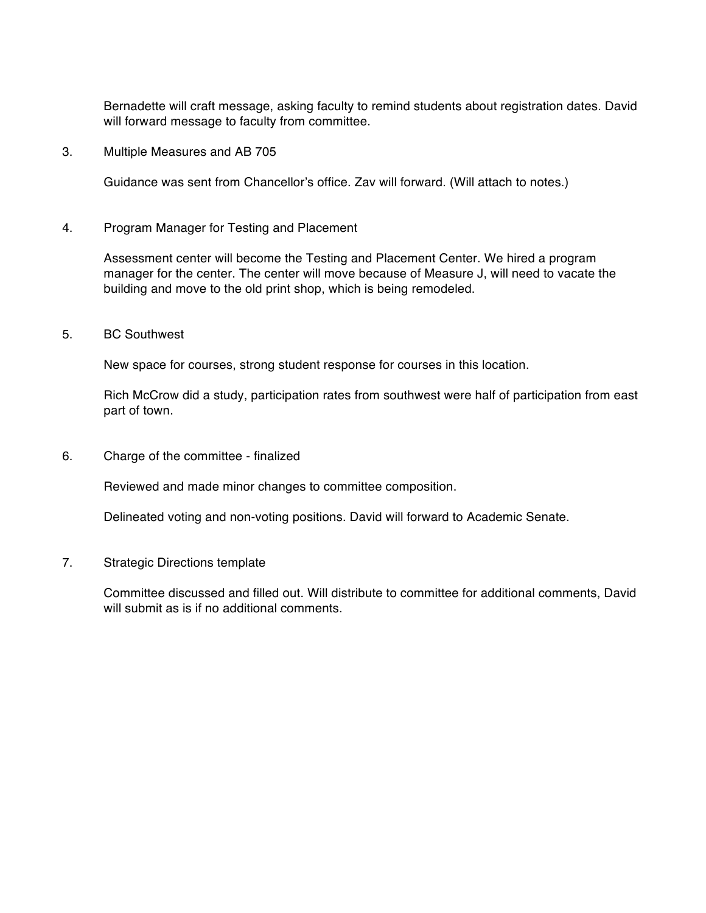Bernadette will craft message, asking faculty to remind students about registration dates. David will forward message to faculty from committee.

3. Multiple Measures and AB 705

   Guidance was sent from Chancellor's office. Zav will forward. (Will attach to notes.)

4. Program Manager for Testing and Placement

   Assessment center will become the Testing and Placement Center. We hired a program manager for the center. The center will move because of Measure J, will need to vacate the building and move to the old print shop, which is being remodeled.

5. BC Southwest

   New space for courses, strong student response for courses in this location.

   Rich McCrow did a study, participation rates from southwest were half of participation from east part of town.

6. Charge of the committee - finalized

   Reviewed and made minor changes to committee composition.

   Delineated voting and non-voting positions. David will forward to Academic Senate.

7. Strategic Directions template

   Committee discussed and filled out. Will distribute to committee for additional comments, David will submit as is if no additional comments.